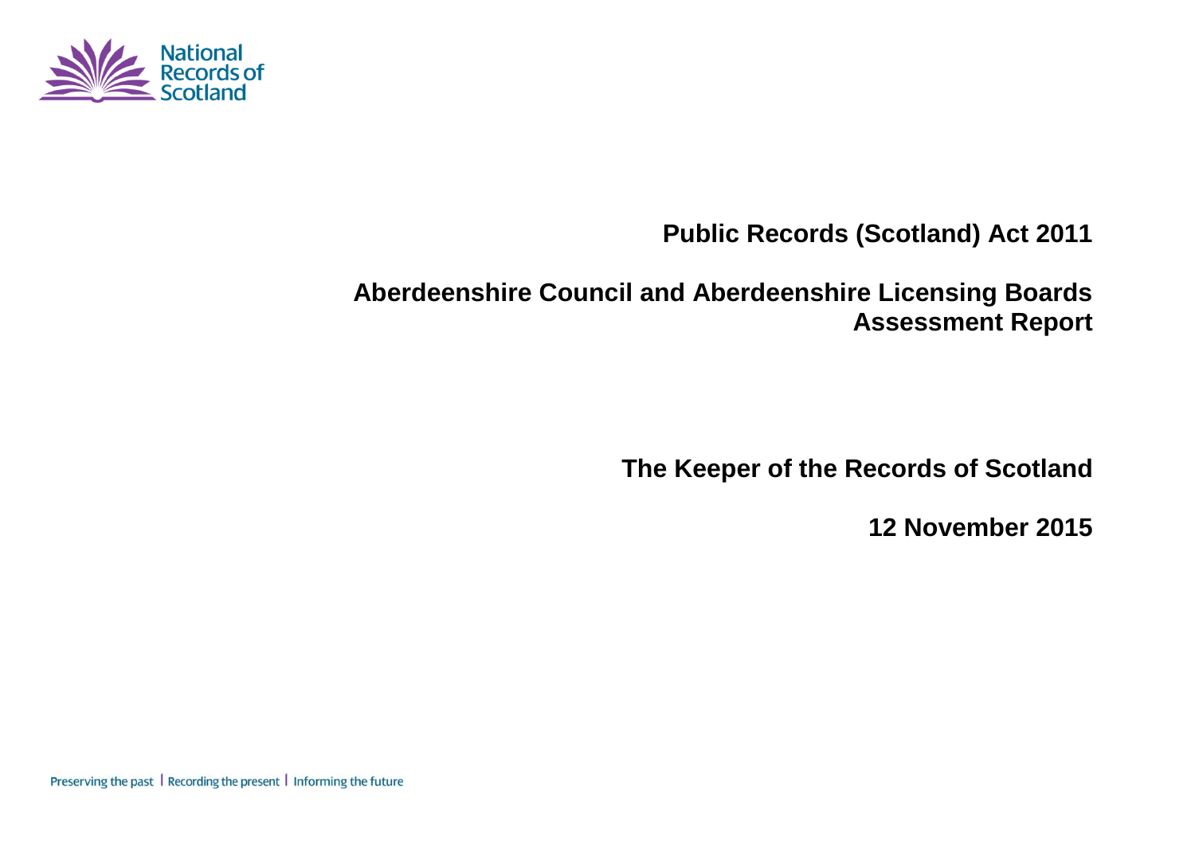National Records of Scotland

# Public Records (Scotland) Act 2011

# Aberdeenshire Council and Aberdeenshire Licensing Boards Assessment Report

**The Keeper of the Records of Scotland**

**12 November 2015**

Preserving the past | Recording the present | Informing the future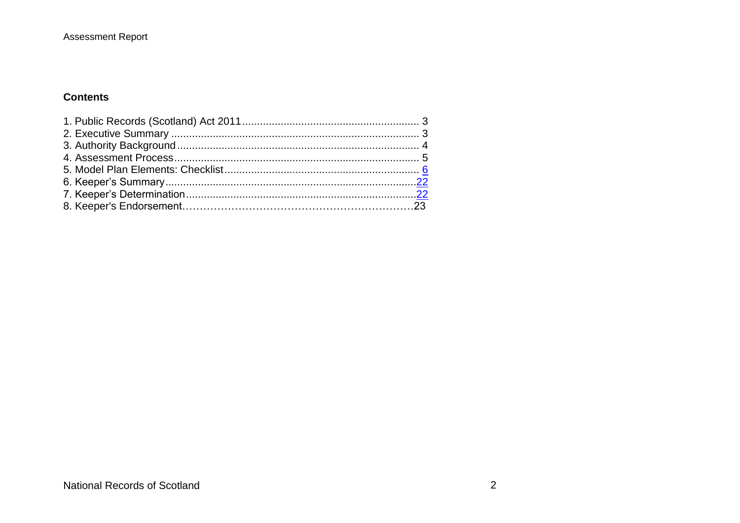## Contents

1. Public Records (Scotland) Act 2011 ............................................................ 3
2. Executive Summary .................................................................................... 3
3. Authority Background ................................................................................. 4
4. Assessment Process .................................................................................. 5
5. Model Plan Elements: Checklist .................................................................. 6
6. Keeper's Summary ...................................................................................... 22
7. Keeper's Determination .............................................................................. 22
8. Keeper's Endorsement……………………………………………………………23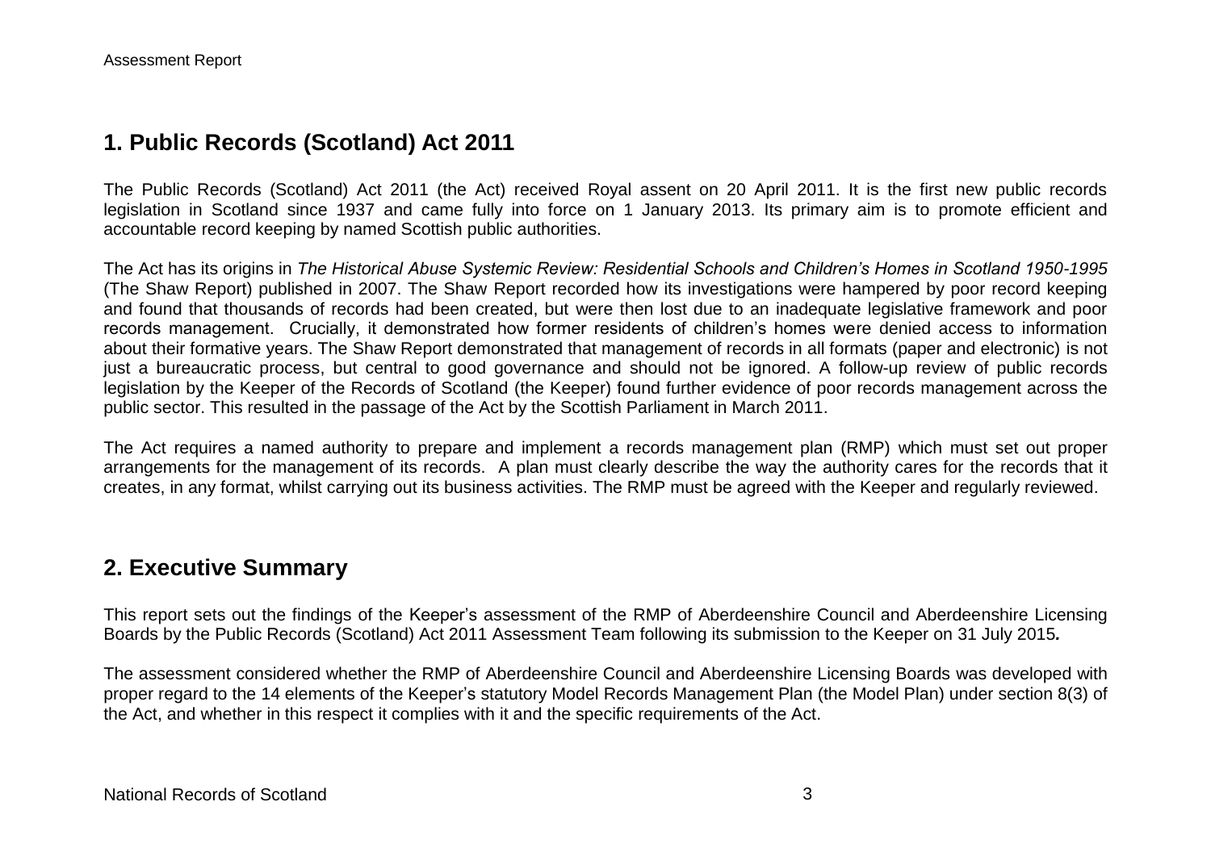## 1. Public Records (Scotland) Act 2011

The Public Records (Scotland) Act 2011 (the Act) received Royal assent on 20 April 2011. It is the first new public records legislation in Scotland since 1937 and came fully into force on 1 January 2013. Its primary aim is to promote efficient and accountable record keeping by named Scottish public authorities.

The Act has its origins in *The Historical Abuse Systemic Review: Residential Schools and Children's Homes in Scotland 1950-1995* (The Shaw Report) published in 2007. The Shaw Report recorded how its investigations were hampered by poor record keeping and found that thousands of records had been created, but were then lost due to an inadequate legislative framework and poor records management. Crucially, it demonstrated how former residents of children's homes were denied access to information about their formative years. The Shaw Report demonstrated that management of records in all formats (paper and electronic) is not just a bureaucratic process, but central to good governance and should not be ignored. A follow-up review of public records legislation by the Keeper of the Records of Scotland (the Keeper) found further evidence of poor records management across the public sector. This resulted in the passage of the Act by the Scottish Parliament in March 2011.

The Act requires a named authority to prepare and implement a records management plan (RMP) which must set out proper arrangements for the management of its records. A plan must clearly describe the way the authority cares for the records that it creates, in any format, whilst carrying out its business activities. The RMP must be agreed with the Keeper and regularly reviewed.

## 2. Executive Summary

This report sets out the findings of the Keeper's assessment of the RMP of Aberdeenshire Council and Aberdeenshire Licensing Boards by the Public Records (Scotland) Act 2011 Assessment Team following its submission to the Keeper on 31 July 2015***.***

The assessment considered whether the RMP of Aberdeenshire Council and Aberdeenshire Licensing Boards was developed with proper regard to the 14 elements of the Keeper's statutory Model Records Management Plan (the Model Plan) under section 8(3) of the Act, and whether in this respect it complies with it and the specific requirements of the Act.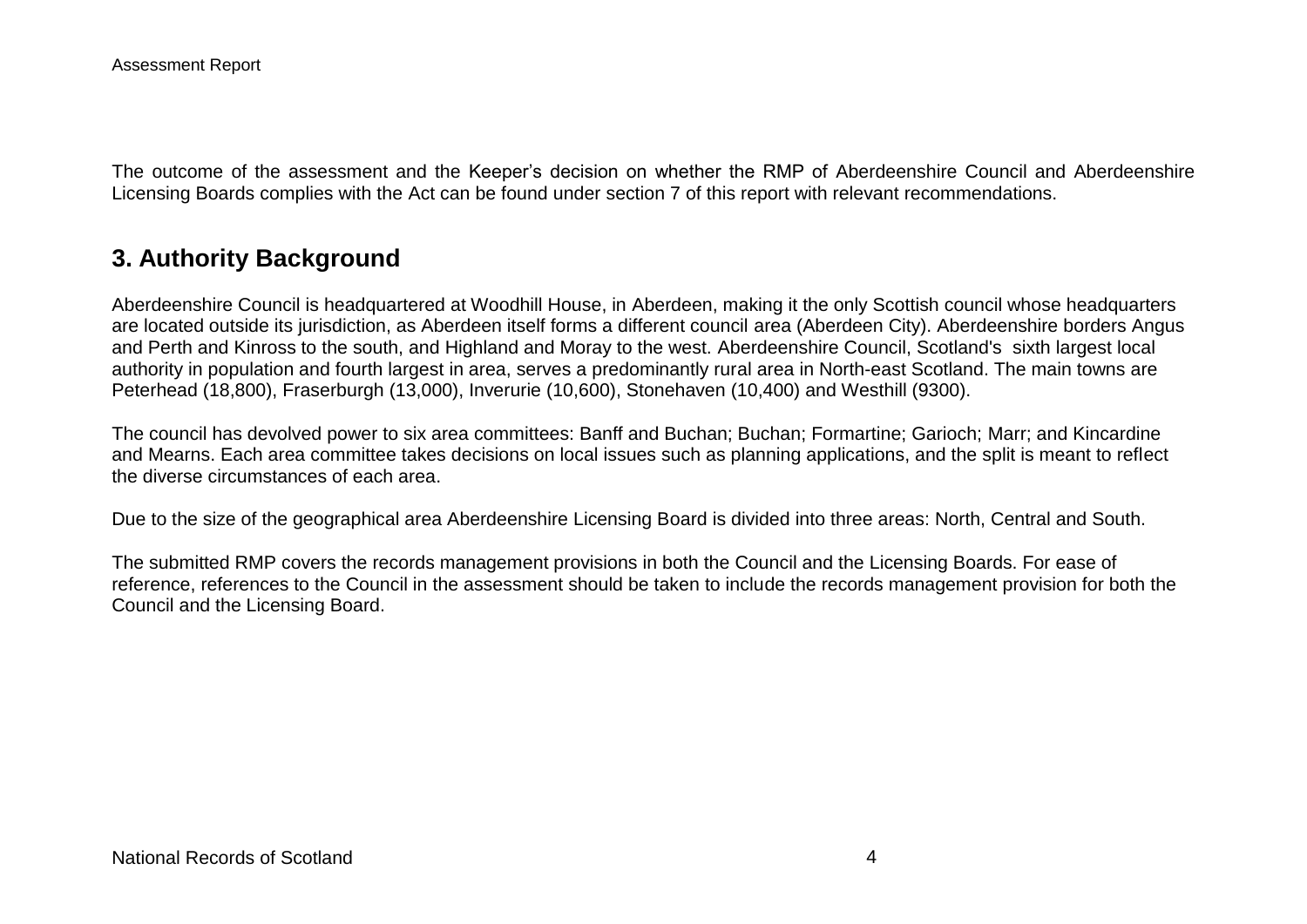The outcome of the assessment and the Keeper's decision on whether the RMP of Aberdeenshire Council and Aberdeenshire Licensing Boards complies with the Act can be found under section 7 of this report with relevant recommendations.

## 3. Authority Background

Aberdeenshire Council is headquartered at Woodhill House, in Aberdeen, making it the only Scottish council whose headquarters are located outside its jurisdiction, as Aberdeen itself forms a different council area (Aberdeen City). Aberdeenshire borders Angus and Perth and Kinross to the south, and Highland and Moray to the west. Aberdeenshire Council, Scotland's sixth largest local authority in population and fourth largest in area, serves a predominantly rural area in North-east Scotland. The main towns are Peterhead (18,800), Fraserburgh (13,000), Inverurie (10,600), Stonehaven (10,400) and Westhill (9300).

The council has devolved power to six area committees: Banff and Buchan; Buchan; Formartine; Garioch; Marr; and Kincardine and Mearns. Each area committee takes decisions on local issues such as planning applications, and the split is meant to reflect the diverse circumstances of each area.

Due to the size of the geographical area Aberdeenshire Licensing Board is divided into three areas: North, Central and South.

The submitted RMP covers the records management provisions in both the Council and the Licensing Boards. For ease of reference, references to the Council in the assessment should be taken to include the records management provision for both the Council and the Licensing Board.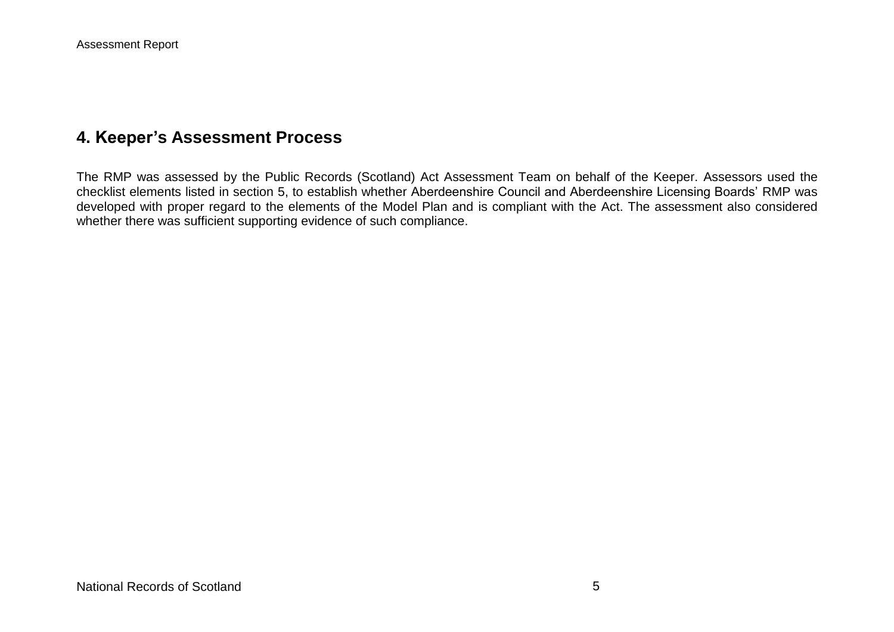## 4. Keeper's Assessment Process

The RMP was assessed by the Public Records (Scotland) Act Assessment Team on behalf of the Keeper. Assessors used the checklist elements listed in section 5, to establish whether Aberdeenshire Council and Aberdeenshire Licensing Boards' RMP was developed with proper regard to the elements of the Model Plan and is compliant with the Act. The assessment also considered whether there was sufficient supporting evidence of such compliance.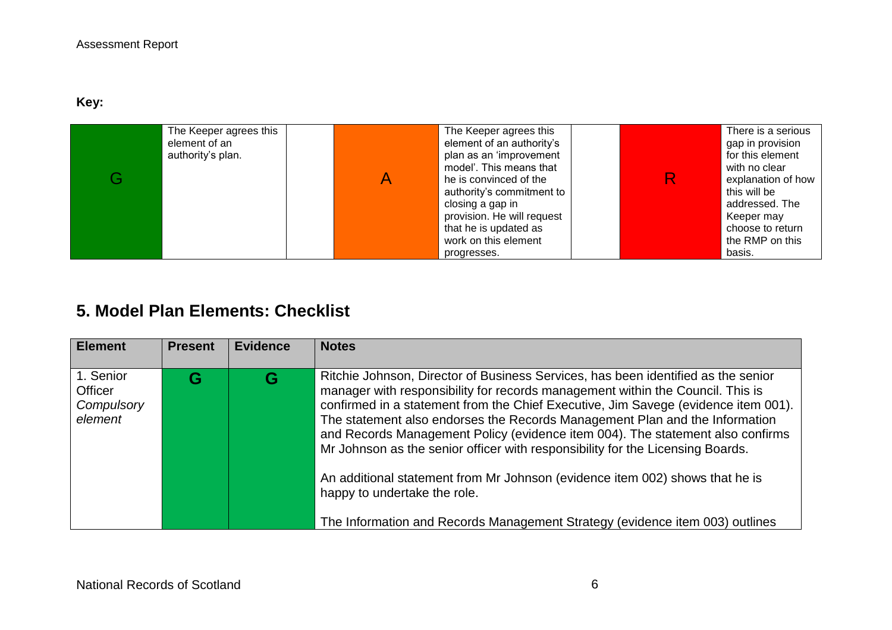**Key:**

| | | | | | | | |
|---|---|---|---|---|---|---|---|
| G | The Keeper agrees this element of an authority's plan. | | A | The Keeper agrees this element of an authority's plan as an 'improvement model'. This means that he is convinced of the authority's commitment to closing a gap in provision. He will request that he is updated as work on this element progresses. | | R | There is a serious gap in provision for this element with no clear explanation of how this will be addressed. The Keeper may choose to return the RMP on this basis. |

## 5. Model Plan Elements: Checklist

| Element | Present | Evidence | Notes |
|---|---|---|---|
| 1. Senior Officer *Compulsory element* | G | G | Ritchie Johnson, Director of Business Services, has been identified as the senior manager with responsibility for records management within the Council. This is confirmed in a statement from the Chief Executive, Jim Savege (evidence item 001). The statement also endorses the Records Management Plan and the Information and Records Management Policy (evidence item 004). The statement also confirms Mr Johnson as the senior officer with responsibility for the Licensing Boards.<br><br>An additional statement from Mr Johnson (evidence item 002) shows that he is happy to undertake the role.<br><br>The Information and Records Management Strategy (evidence item 003) outlines |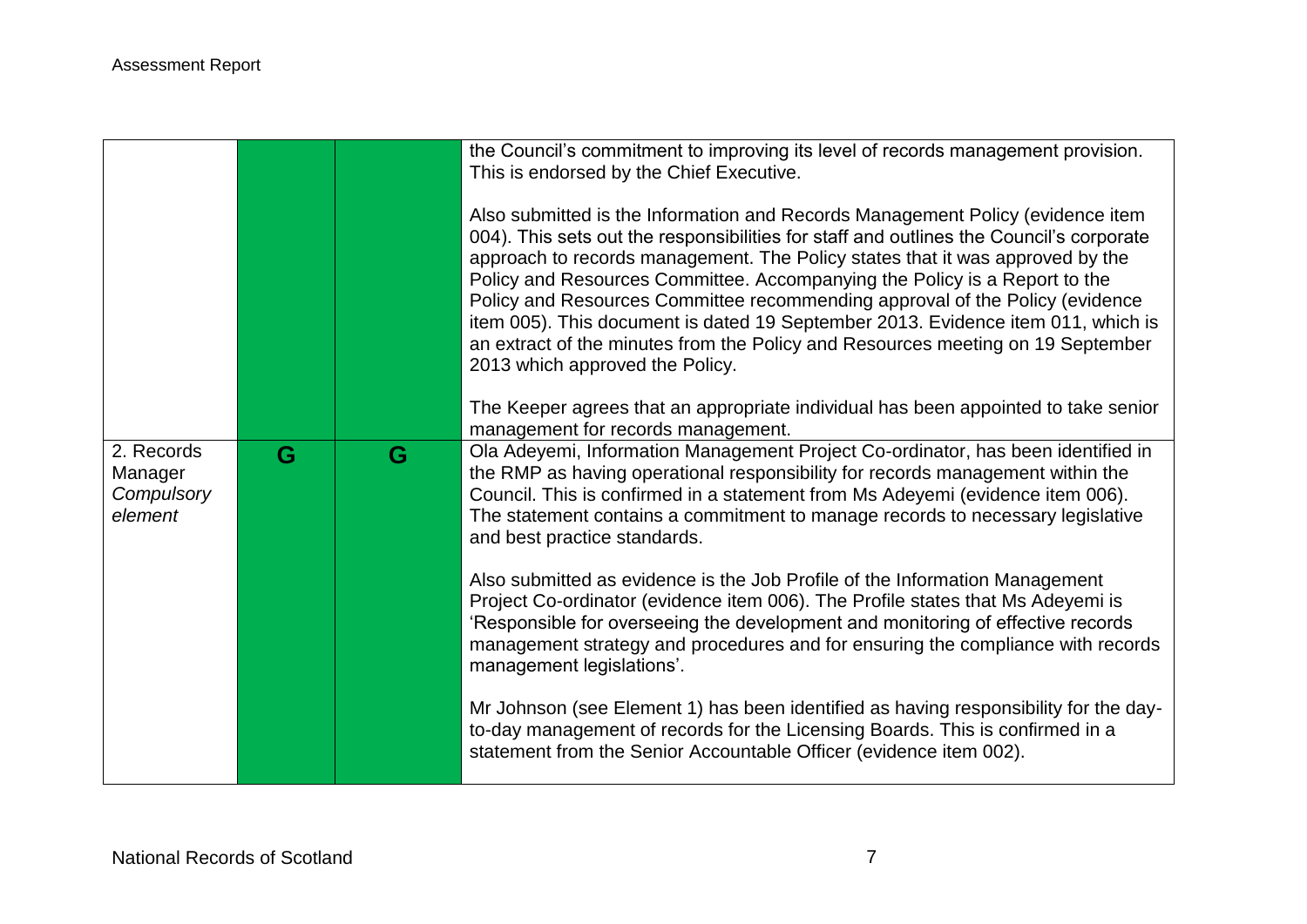| | | | |
|---|---|---|---|
| | | | the Council's commitment to improving its level of records management provision. This is endorsed by the Chief Executive.<br><br>Also submitted is the Information and Records Management Policy (evidence item 004). This sets out the responsibilities for staff and outlines the Council's corporate approach to records management. The Policy states that it was approved by the Policy and Resources Committee. Accompanying the Policy is a Report to the Policy and Resources Committee recommending approval of the Policy (evidence item 005). This document is dated 19 September 2013. Evidence item 011, which is an extract of the minutes from the Policy and Resources meeting on 19 September 2013 which approved the Policy.<br><br>The Keeper agrees that an appropriate individual has been appointed to take senior management for records management. |
| 2. Records Manager *Compulsory element* | G | G | Ola Adeyemi, Information Management Project Co-ordinator, has been identified in the RMP as having operational responsibility for records management within the Council. This is confirmed in a statement from Ms Adeyemi (evidence item 006). The statement contains a commitment to manage records to necessary legislative and best practice standards.<br><br>Also submitted as evidence is the Job Profile of the Information Management Project Co-ordinator (evidence item 006). The Profile states that Ms Adeyemi is 'Responsible for overseeing the development and monitoring of effective records management strategy and procedures and for ensuring the compliance with records management legislations'.<br><br>Mr Johnson (see Element 1) has been identified as having responsibility for the day-to-day management of records for the Licensing Boards. This is confirmed in a statement from the Senior Accountable Officer (evidence item 002). |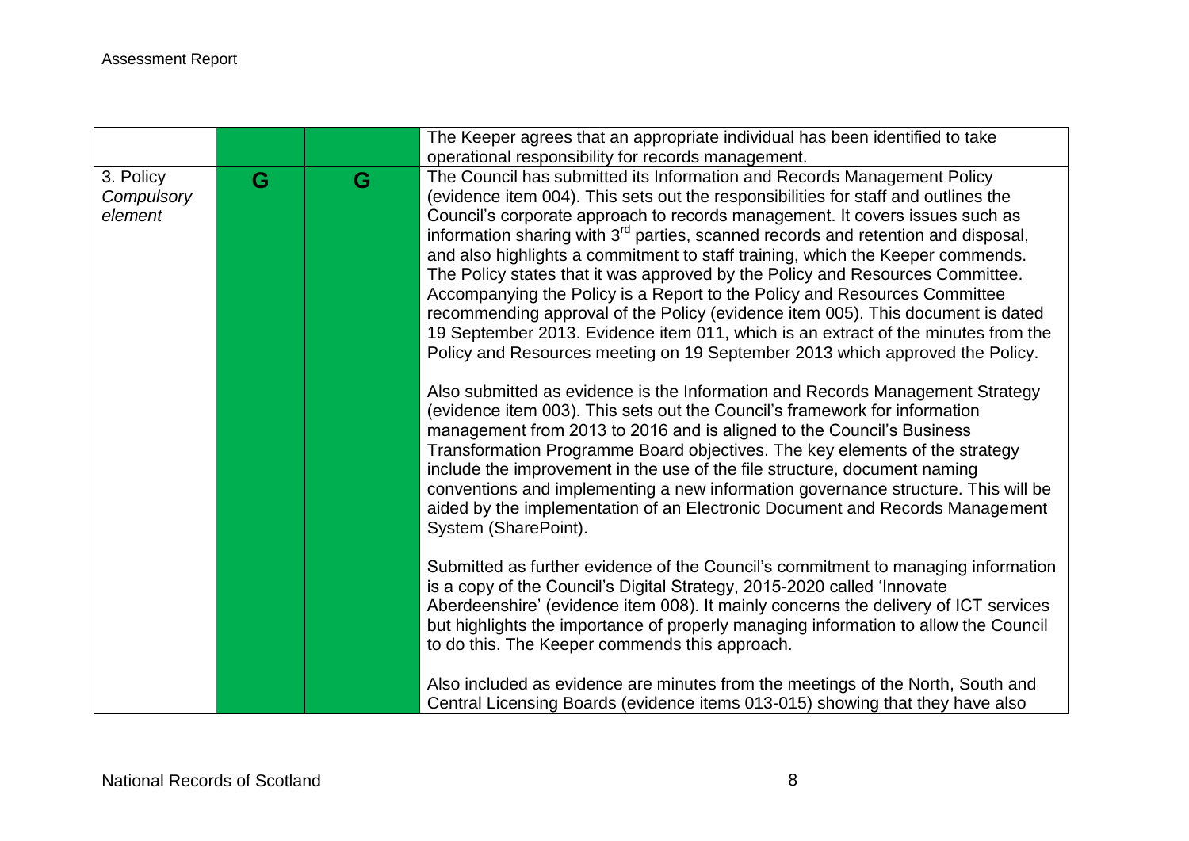| | | | |
|---|---|---|---|
| | | | The Keeper agrees that an appropriate individual has been identified to take operational responsibility for records management. |
| 3. Policy *Compulsory element* | G | G | The Council has submitted its Information and Records Management Policy (evidence item 004). This sets out the responsibilities for staff and outlines the Council's corporate approach to records management. It covers issues such as information sharing with 3rd parties, scanned records and retention and disposal, and also highlights a commitment to staff training, which the Keeper commends. The Policy states that it was approved by the Policy and Resources Committee. Accompanying the Policy is a Report to the Policy and Resources Committee recommending approval of the Policy (evidence item 005). This document is dated 19 September 2013. Evidence item 011, which is an extract of the minutes from the Policy and Resources meeting on 19 September 2013 which approved the Policy.<br><br>Also submitted as evidence is the Information and Records Management Strategy (evidence item 003). This sets out the Council's framework for information management from 2013 to 2016 and is aligned to the Council's Business Transformation Programme Board objectives. The key elements of the strategy include the improvement in the use of the file structure, document naming conventions and implementing a new information governance structure. This will be aided by the implementation of an Electronic Document and Records Management System (SharePoint).<br><br>Submitted as further evidence of the Council's commitment to managing information is a copy of the Council's Digital Strategy, 2015-2020 called 'Innovate Aberdeenshire' (evidence item 008). It mainly concerns the delivery of ICT services but highlights the importance of properly managing information to allow the Council to do this. The Keeper commends this approach.<br><br>Also included as evidence are minutes from the meetings of the North, South and Central Licensing Boards (evidence items 013-015) showing that they have also |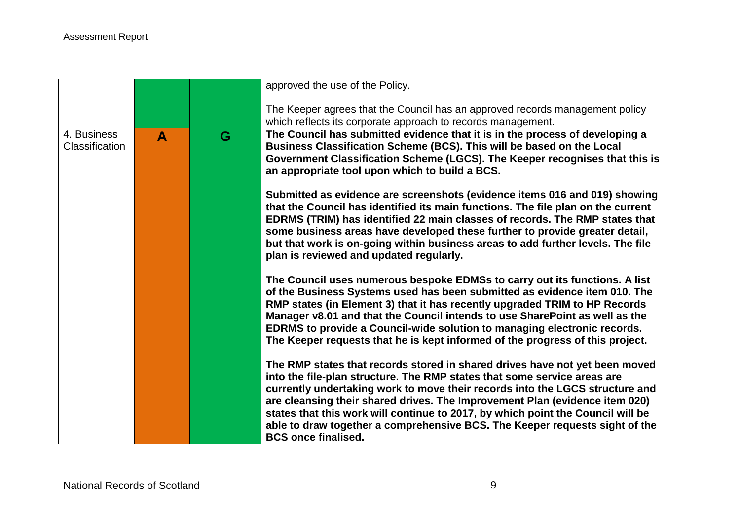| | | | |
|---|---|---|---|
| | | | approved the use of the Policy.<br><br>The Keeper agrees that the Council has an approved records management policy which reflects its corporate approach to records management. |
| 4. Business Classification | **A** | **G** | **The Council has submitted evidence that it is in the process of developing a Business Classification Scheme (BCS). This will be based on the Local Government Classification Scheme (LGCS). The Keeper recognises that this is an appropriate tool upon which to build a BCS.**<br><br>**Submitted as evidence are screenshots (evidence items 016 and 019) showing that the Council has identified its main functions. The file plan on the current EDRMS (TRIM) has identified 22 main classes of records. The RMP states that some business areas have developed these further to provide greater detail, but that work is on-going within business areas to add further levels. The file plan is reviewed and updated regularly.**<br><br>**The Council uses numerous bespoke EDMSs to carry out its functions. A list of the Business Systems used has been submitted as evidence item 010. The RMP states (in Element 3) that it has recently upgraded TRIM to HP Records Manager v8.01 and that the Council intends to use SharePoint as well as the EDRMS to provide a Council-wide solution to managing electronic records. The Keeper requests that he is kept informed of the progress of this project.**<br><br>**The RMP states that records stored in shared drives have not yet been moved into the file-plan structure. The RMP states that some service areas are currently undertaking work to move their records into the LGCS structure and are cleansing their shared drives. The Improvement Plan (evidence item 020) states that this work will continue to 2017, by which point the Council will be able to draw together a comprehensive BCS. The Keeper requests sight of the BCS once finalised.** |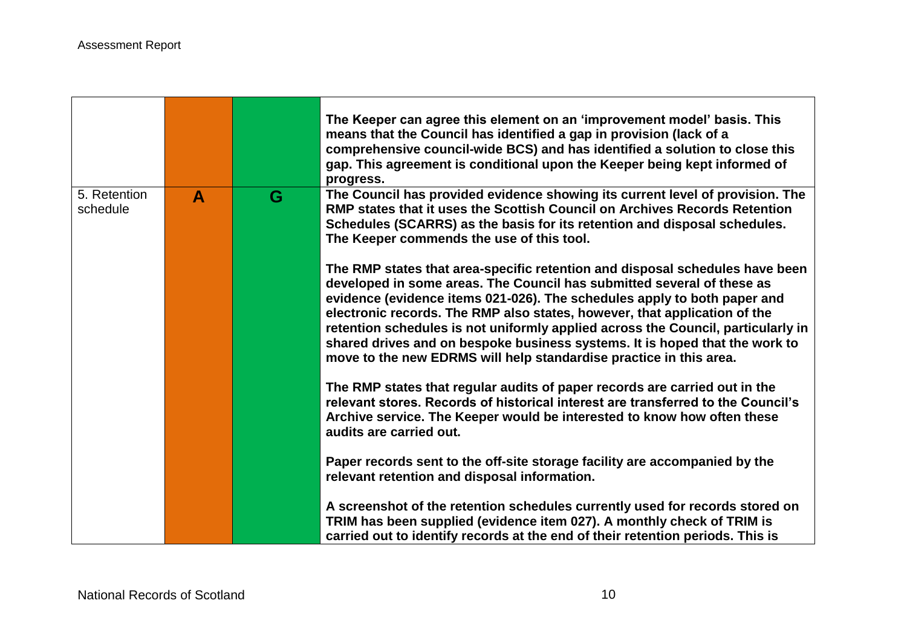| | | | |
|---|---|---|---|
| | | | **The Keeper can agree this element on an 'improvement model' basis. This means that the Council has identified a gap in provision (lack of a comprehensive council-wide BCS) and has identified a solution to close this gap. This agreement is conditional upon the Keeper being kept informed of progress.** |
| 5. Retention schedule | **A** | **G** | **The Council has provided evidence showing its current level of provision. The RMP states that it uses the Scottish Council on Archives Records Retention Schedules (SCARRS) as the basis for its retention and disposal schedules. The Keeper commends the use of this tool.**<br><br>**The RMP states that area-specific retention and disposal schedules have been developed in some areas. The Council has submitted several of these as evidence (evidence items 021-026). The schedules apply to both paper and electronic records. The RMP also states, however, that application of the retention schedules is not uniformly applied across the Council, particularly in shared drives and on bespoke business systems. It is hoped that the work to move to the new EDRMS will help standardise practice in this area.**<br><br>**The RMP states that regular audits of paper records are carried out in the relevant stores. Records of historical interest are transferred to the Council's Archive service. The Keeper would be interested to know how often these audits are carried out.**<br><br>**Paper records sent to the off-site storage facility are accompanied by the relevant retention and disposal information.**<br><br>**A screenshot of the retention schedules currently used for records stored on TRIM has been supplied (evidence item 027). A monthly check of TRIM is carried out to identify records at the end of their retention periods. This is** |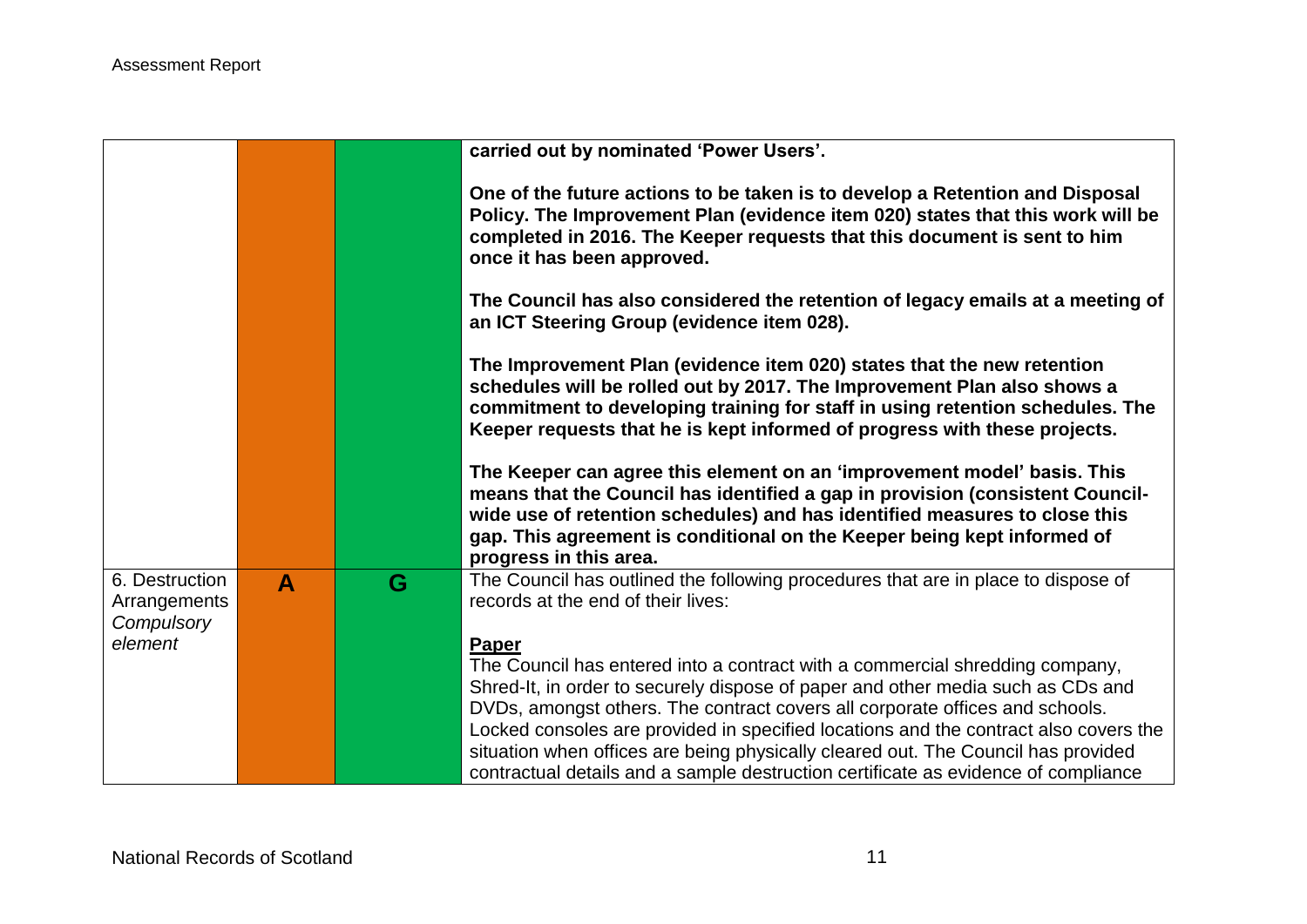| | | | |
|---|---|---|---|
| | | | **carried out by nominated 'Power Users'.**<br><br>**One of the future actions to be taken is to develop a Retention and Disposal Policy. The Improvement Plan (evidence item 020) states that this work will be completed in 2016. The Keeper requests that this document is sent to him once it has been approved.**<br><br>**The Council has also considered the retention of legacy emails at a meeting of an ICT Steering Group (evidence item 028).**<br><br>**The Improvement Plan (evidence item 020) states that the new retention schedules will be rolled out by 2017. The Improvement Plan also shows a commitment to developing training for staff in using retention schedules. The Keeper requests that he is kept informed of progress with these projects.**<br><br>**The Keeper can agree this element on an 'improvement model' basis. This means that the Council has identified a gap in provision (consistent Council-wide use of retention schedules) and has identified measures to close this gap. This agreement is conditional on the Keeper being kept informed of progress in this area.** |
| 6. Destruction Arrangements *Compulsory element* | **A** | **G** | The Council has outlined the following procedures that are in place to dispose of records at the end of their lives:<br><br>**Paper**<br>The Council has entered into a contract with a commercial shredding company, Shred-It, in order to securely dispose of paper and other media such as CDs and DVDs, amongst others. The contract covers all corporate offices and schools. Locked consoles are provided in specified locations and the contract also covers the situation when offices are being physically cleared out. The Council has provided contractual details and a sample destruction certificate as evidence of compliance |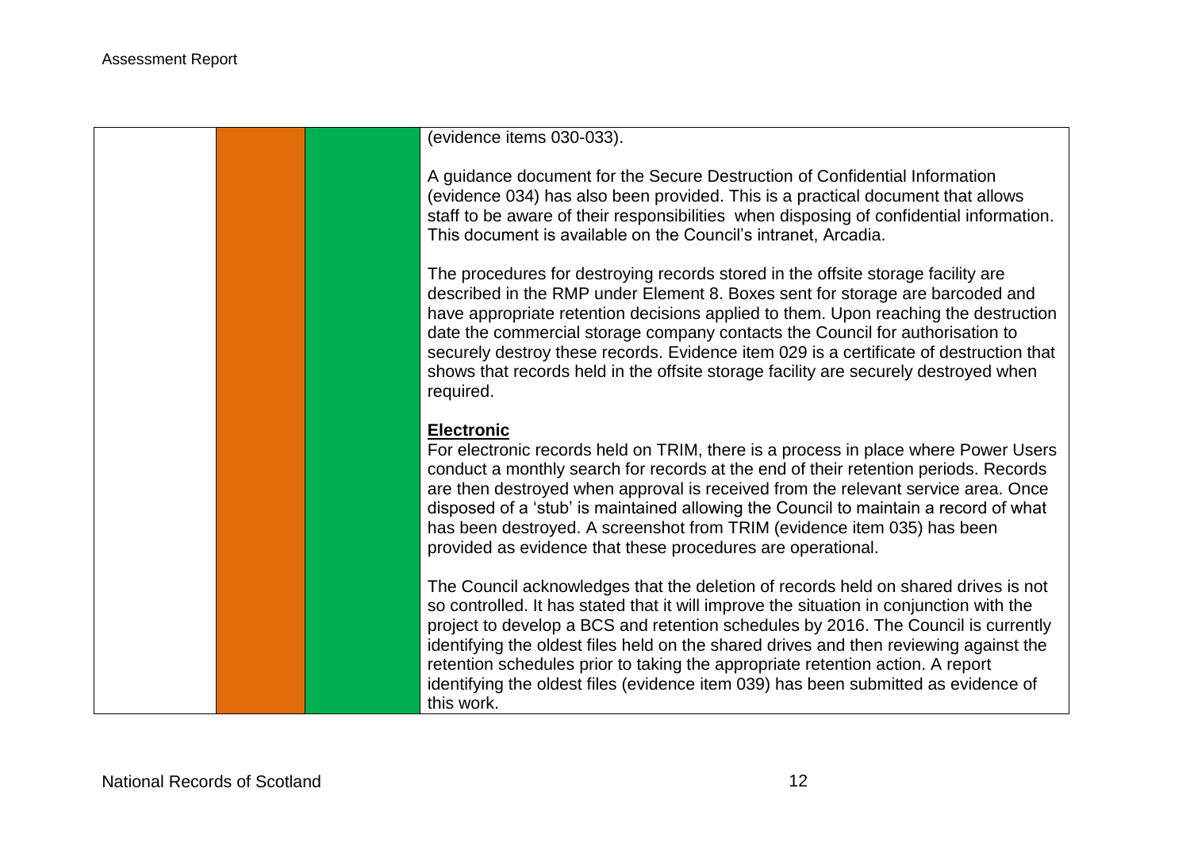| | | | |
|---|---|---|---|
| | | | (evidence items 030-033).<br><br>A guidance document for the Secure Destruction of Confidential Information (evidence 034) has also been provided. This is a practical document that allows staff to be aware of their responsibilities when disposing of confidential information. This document is available on the Council's intranet, Arcadia.<br><br>The procedures for destroying records stored in the offsite storage facility are described in the RMP under Element 8. Boxes sent for storage are barcoded and have appropriate retention decisions applied to them. Upon reaching the destruction date the commercial storage company contacts the Council for authorisation to securely destroy these records. Evidence item 029 is a certificate of destruction that shows that records held in the offsite storage facility are securely destroyed when required.<br><br>**Electronic**<br>For electronic records held on TRIM, there is a process in place where Power Users conduct a monthly search for records at the end of their retention periods. Records are then destroyed when approval is received from the relevant service area. Once disposed of a 'stub' is maintained allowing the Council to maintain a record of what has been destroyed. A screenshot from TRIM (evidence item 035) has been provided as evidence that these procedures are operational.<br><br>The Council acknowledges that the deletion of records held on shared drives is not so controlled. It has stated that it will improve the situation in conjunction with the project to develop a BCS and retention schedules by 2016. The Council is currently identifying the oldest files held on the shared drives and then reviewing against the retention schedules prior to taking the appropriate retention action. A report identifying the oldest files (evidence item 039) has been submitted as evidence of this work. |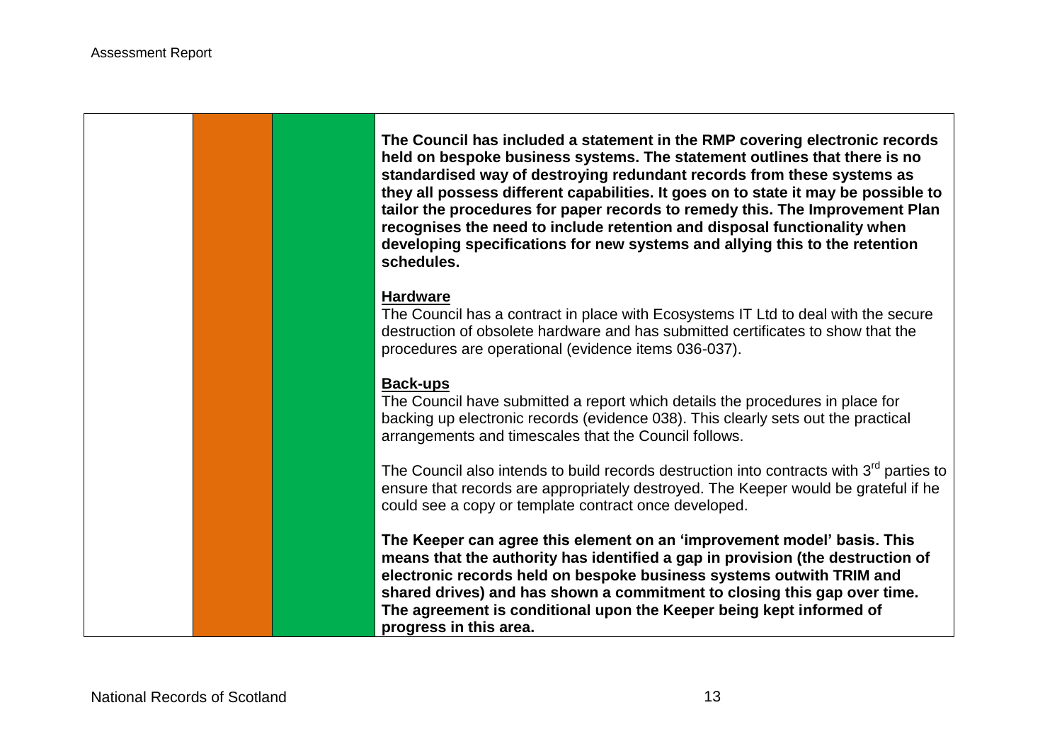| | | | |
|---|---|---|---|
| | | | **The Council has included a statement in the RMP covering electronic records held on bespoke business systems. The statement outlines that there is no standardised way of destroying redundant records from these systems as they all possess different capabilities. It goes on to state it may be possible to tailor the procedures for paper records to remedy this. The Improvement Plan recognises the need to include retention and disposal functionality when developing specifications for new systems and allying this to the retention schedules.**<br><br>**Hardware**<br>The Council has a contract in place with Ecosystems IT Ltd to deal with the secure destruction of obsolete hardware and has submitted certificates to show that the procedures are operational (evidence items 036-037).<br><br>**Back-ups**<br>The Council have submitted a report which details the procedures in place for backing up electronic records (evidence 038). This clearly sets out the practical arrangements and timescales that the Council follows.<br><br>The Council also intends to build records destruction into contracts with 3rd parties to ensure that records are appropriately destroyed. The Keeper would be grateful if he could see a copy or template contract once developed.<br><br>**The Keeper can agree this element on an 'improvement model' basis. This means that the authority has identified a gap in provision (the destruction of electronic records held on bespoke business systems outwith TRIM and shared drives) and has shown a commitment to closing this gap over time. The agreement is conditional upon the Keeper being kept informed of progress in this area.** |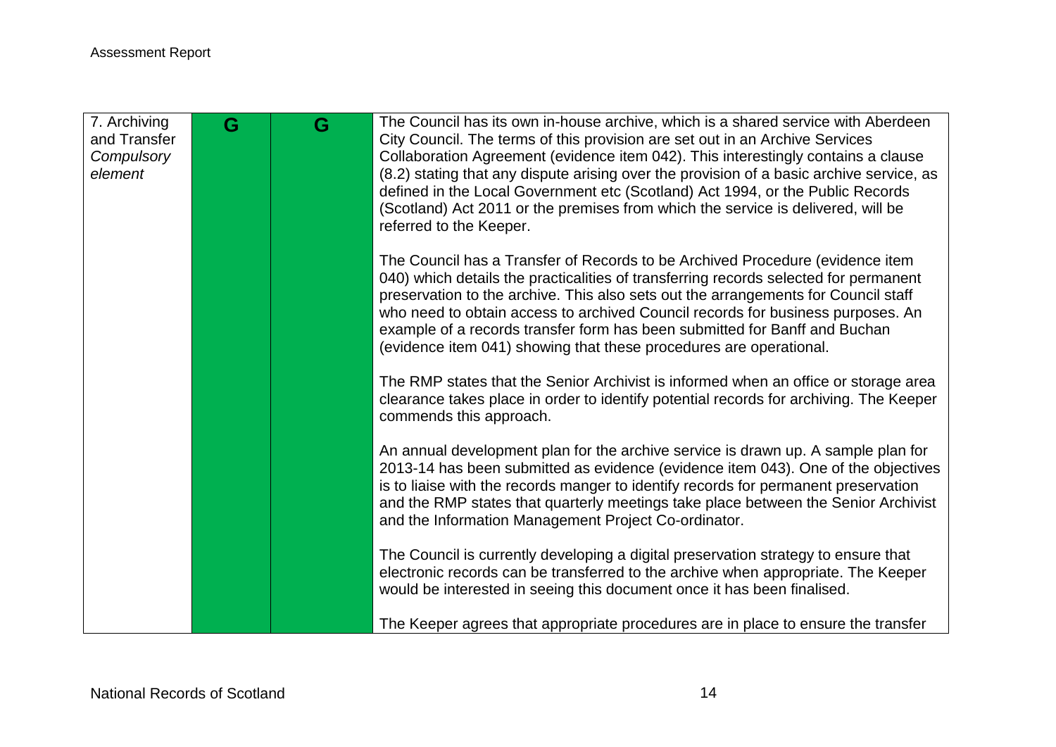| 7. Archiving and Transfer *Compulsory element* | G | G | The Council has its own in-house archive, which is a shared service with Aberdeen City Council. The terms of this provision are set out in an Archive Services Collaboration Agreement (evidence item 042). This interestingly contains a clause (8.2) stating that any dispute arising over the provision of a basic archive service, as defined in the Local Government etc (Scotland) Act 1994, or the Public Records (Scotland) Act 2011 or the premises from which the service is delivered, will be referred to the Keeper.<br><br>The Council has a Transfer of Records to be Archived Procedure (evidence item 040) which details the practicalities of transferring records selected for permanent preservation to the archive. This also sets out the arrangements for Council staff who need to obtain access to archived Council records for business purposes. An example of a records transfer form has been submitted for Banff and Buchan (evidence item 041) showing that these procedures are operational.<br><br>The RMP states that the Senior Archivist is informed when an office or storage area clearance takes place in order to identify potential records for archiving. The Keeper commends this approach.<br><br>An annual development plan for the archive service is drawn up. A sample plan for 2013-14 has been submitted as evidence (evidence item 043). One of the objectives is to liaise with the records manger to identify records for permanent preservation and the RMP states that quarterly meetings take place between the Senior Archivist and the Information Management Project Co-ordinator.<br><br>The Council is currently developing a digital preservation strategy to ensure that electronic records can be transferred to the archive when appropriate. The Keeper would be interested in seeing this document once it has been finalised.<br><br>The Keeper agrees that appropriate procedures are in place to ensure the transfer |
|---|---|---|---|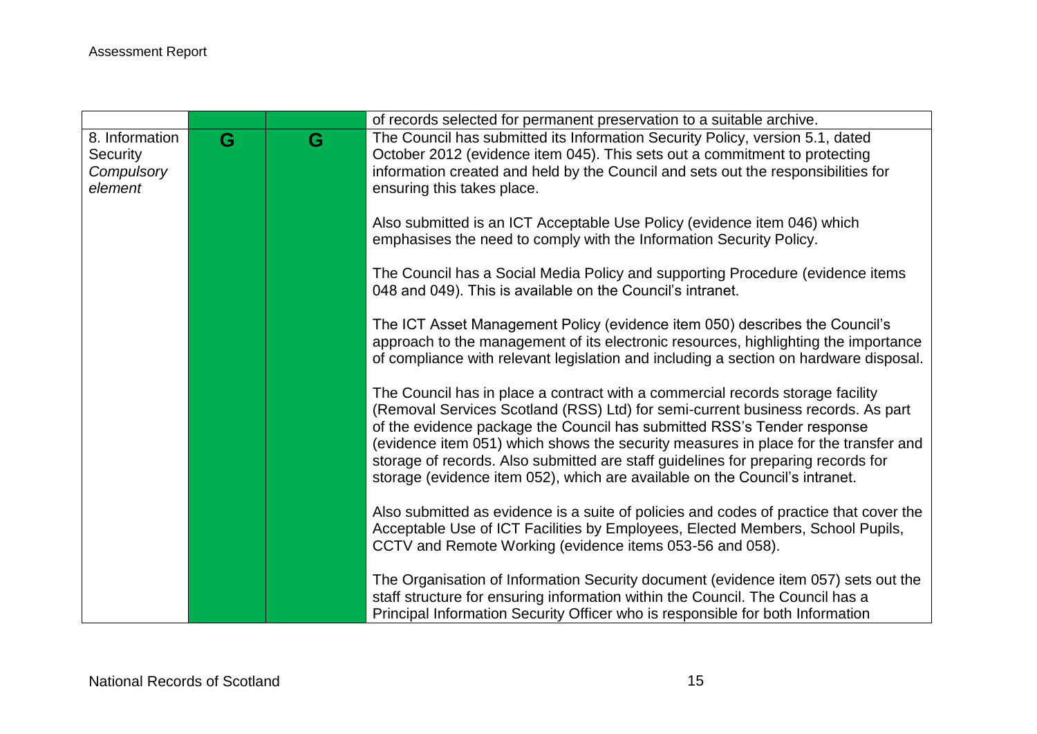| | | | |
|---|---|---|---|
| | | | of records selected for permanent preservation to a suitable archive. |
| 8. Information Security *Compulsory element* | G | G | The Council has submitted its Information Security Policy, version 5.1, dated October 2012 (evidence item 045). This sets out a commitment to protecting information created and held by the Council and sets out the responsibilities for ensuring this takes place.<br><br>Also submitted is an ICT Acceptable Use Policy (evidence item 046) which emphasises the need to comply with the Information Security Policy.<br><br>The Council has a Social Media Policy and supporting Procedure (evidence items 048 and 049). This is available on the Council's intranet.<br><br>The ICT Asset Management Policy (evidence item 050) describes the Council's approach to the management of its electronic resources, highlighting the importance of compliance with relevant legislation and including a section on hardware disposal.<br><br>The Council has in place a contract with a commercial records storage facility (Removal Services Scotland (RSS) Ltd) for semi-current business records. As part of the evidence package the Council has submitted RSS's Tender response (evidence item 051) which shows the security measures in place for the transfer and storage of records. Also submitted are staff guidelines for preparing records for storage (evidence item 052), which are available on the Council's intranet.<br><br>Also submitted as evidence is a suite of policies and codes of practice that cover the Acceptable Use of ICT Facilities by Employees, Elected Members, School Pupils, CCTV and Remote Working (evidence items 053-56 and 058).<br><br>The Organisation of Information Security document (evidence item 057) sets out the staff structure for ensuring information within the Council. The Council has a Principal Information Security Officer who is responsible for both Information |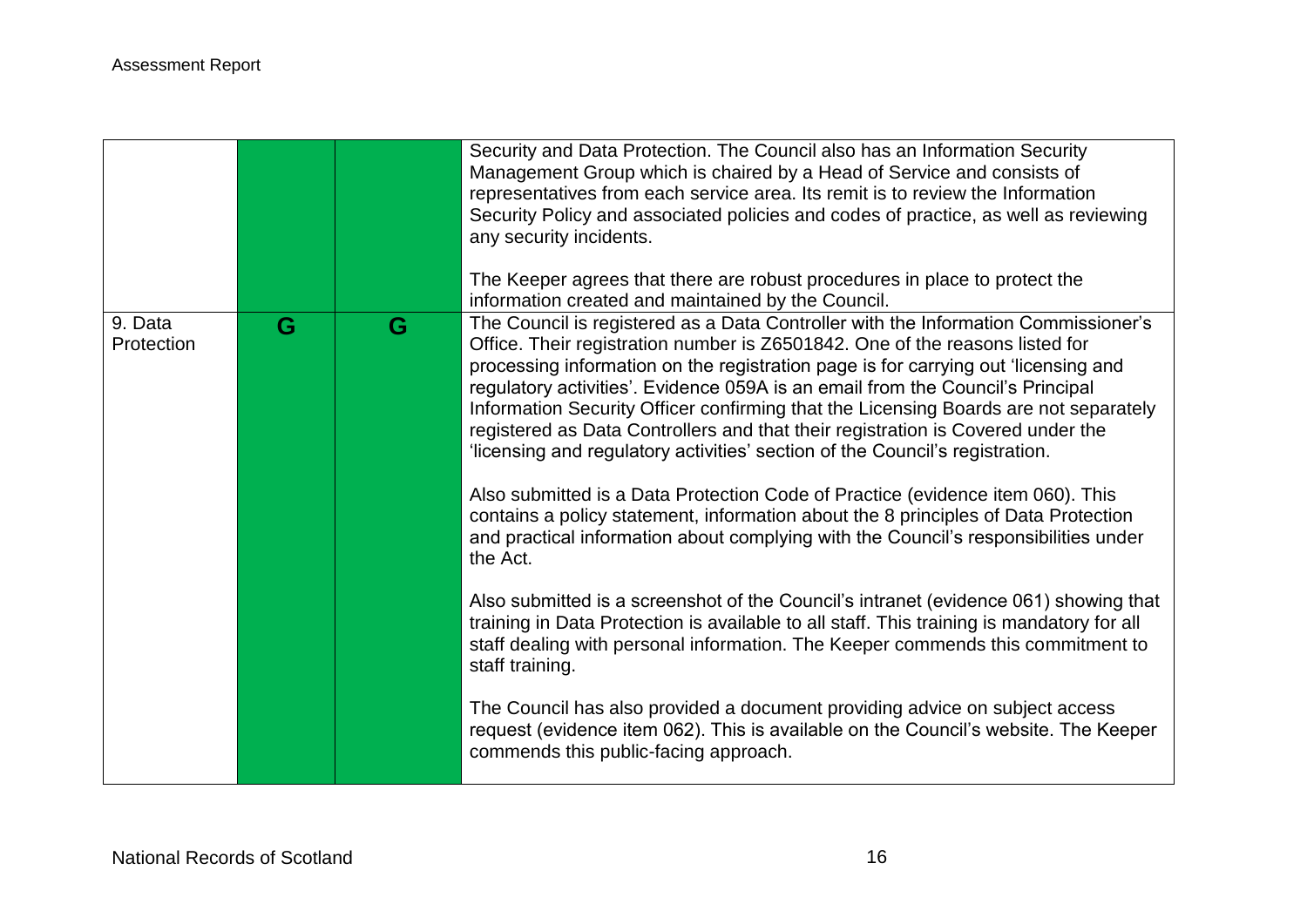| | | | |
|---|---|---|---|
| | | | Security and Data Protection. The Council also has an Information Security Management Group which is chaired by a Head of Service and consists of representatives from each service area. Its remit is to review the Information Security Policy and associated policies and codes of practice, as well as reviewing any security incidents.<br><br>The Keeper agrees that there are robust procedures in place to protect the information created and maintained by the Council. |
| 9. Data Protection | G | G | The Council is registered as a Data Controller with the Information Commissioner's Office. Their registration number is Z6501842. One of the reasons listed for processing information on the registration page is for carrying out 'licensing and regulatory activities'. Evidence 059A is an email from the Council's Principal Information Security Officer confirming that the Licensing Boards are not separately registered as Data Controllers and that their registration is Covered under the 'licensing and regulatory activities' section of the Council's registration.<br><br>Also submitted is a Data Protection Code of Practice (evidence item 060). This contains a policy statement, information about the 8 principles of Data Protection and practical information about complying with the Council's responsibilities under the Act.<br><br>Also submitted is a screenshot of the Council's intranet (evidence 061) showing that training in Data Protection is available to all staff. This training is mandatory for all staff dealing with personal information. The Keeper commends this commitment to staff training.<br><br>The Council has also provided a document providing advice on subject access request (evidence item 062). This is available on the Council's website. The Keeper commends this public-facing approach. |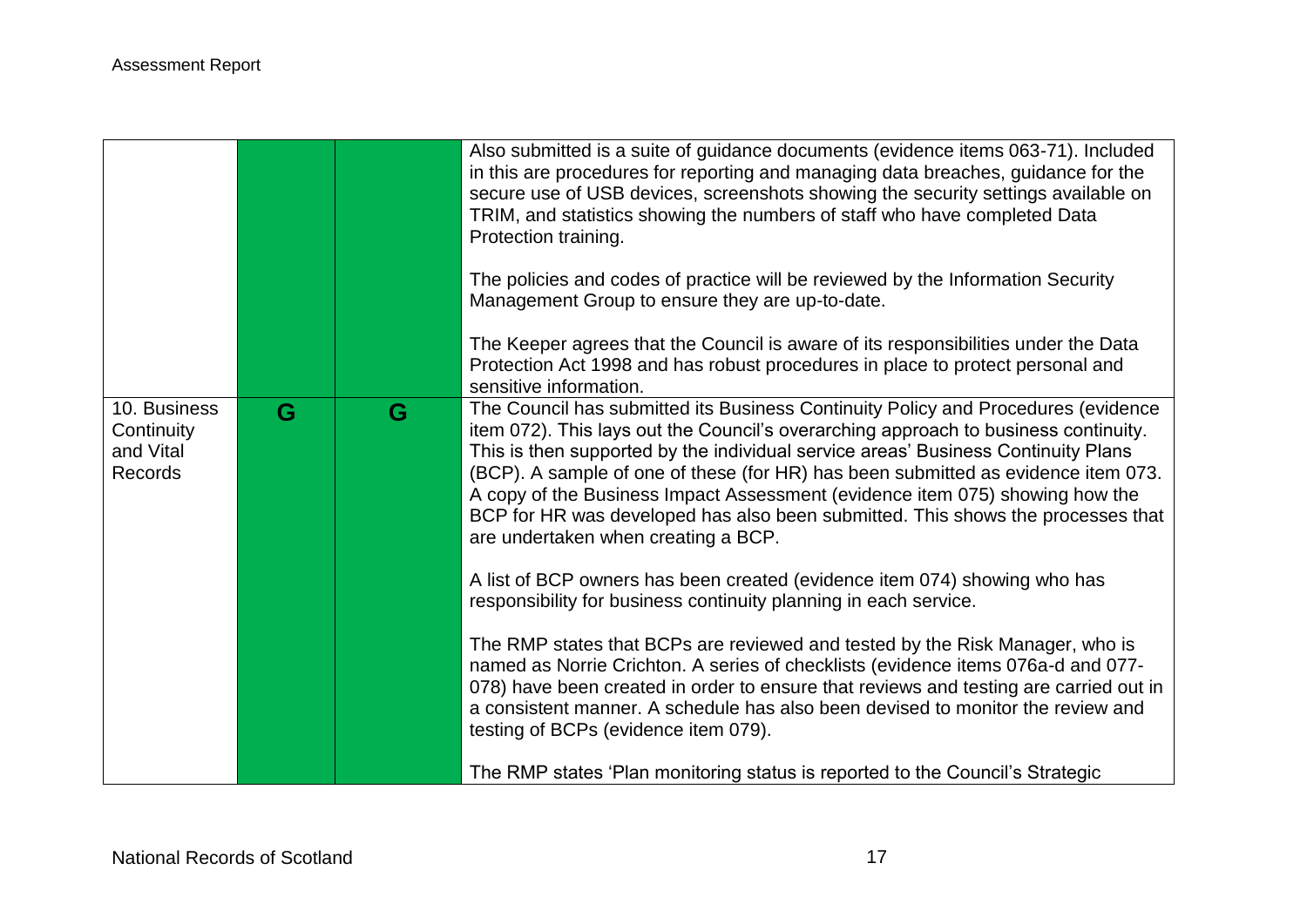| | | | |
|---|---|---|---|
| | | | Also submitted is a suite of guidance documents (evidence items 063-71). Included in this are procedures for reporting and managing data breaches, guidance for the secure use of USB devices, screenshots showing the security settings available on TRIM, and statistics showing the numbers of staff who have completed Data Protection training.<br><br>The policies and codes of practice will be reviewed by the Information Security Management Group to ensure they are up-to-date.<br><br>The Keeper agrees that the Council is aware of its responsibilities under the Data Protection Act 1998 and has robust procedures in place to protect personal and sensitive information. |
| 10. Business Continuity and Vital Records | G | G | The Council has submitted its Business Continuity Policy and Procedures (evidence item 072). This lays out the Council's overarching approach to business continuity. This is then supported by the individual service areas' Business Continuity Plans (BCP). A sample of one of these (for HR) has been submitted as evidence item 073. A copy of the Business Impact Assessment (evidence item 075) showing how the BCP for HR was developed has also been submitted. This shows the processes that are undertaken when creating a BCP.<br><br>A list of BCP owners has been created (evidence item 074) showing who has responsibility for business continuity planning in each service.<br><br>The RMP states that BCPs are reviewed and tested by the Risk Manager, who is named as Norrie Crichton. A series of checklists (evidence items 076a-d and 077-078) have been created in order to ensure that reviews and testing are carried out in a consistent manner. A schedule has also been devised to monitor the review and testing of BCPs (evidence item 079).<br><br>The RMP states 'Plan monitoring status is reported to the Council's Strategic |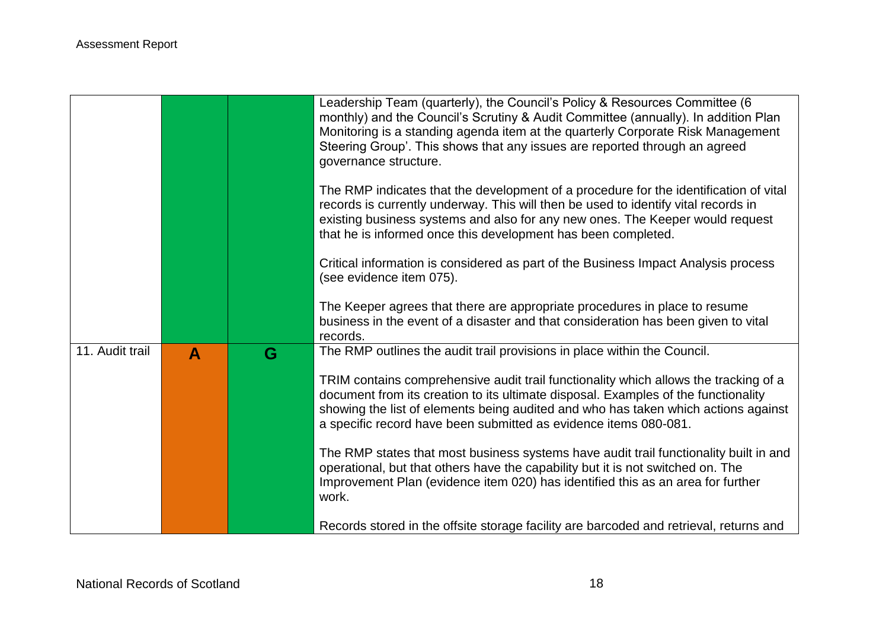| | | | |
|---|---|---|---|
| | | | Leadership Team (quarterly), the Council's Policy & Resources Committee (6 monthly) and the Council's Scrutiny & Audit Committee (annually). In addition Plan Monitoring is a standing agenda item at the quarterly Corporate Risk Management Steering Group'. This shows that any issues are reported through an agreed governance structure.<br><br>The RMP indicates that the development of a procedure for the identification of vital records is currently underway. This will then be used to identify vital records in existing business systems and also for any new ones. The Keeper would request that he is informed once this development has been completed.<br><br>Critical information is considered as part of the Business Impact Analysis process (see evidence item 075).<br><br>The Keeper agrees that there are appropriate procedures in place to resume business in the event of a disaster and that consideration has been given to vital records. |
| 11. Audit trail | A | G | The RMP outlines the audit trail provisions in place within the Council.<br><br>TRIM contains comprehensive audit trail functionality which allows the tracking of a document from its creation to its ultimate disposal. Examples of the functionality showing the list of elements being audited and who has taken which actions against a specific record have been submitted as evidence items 080-081.<br><br>The RMP states that most business systems have audit trail functionality built in and operational, but that others have the capability but it is not switched on. The Improvement Plan (evidence item 020) has identified this as an area for further work.<br><br>Records stored in the offsite storage facility are barcoded and retrieval, returns and |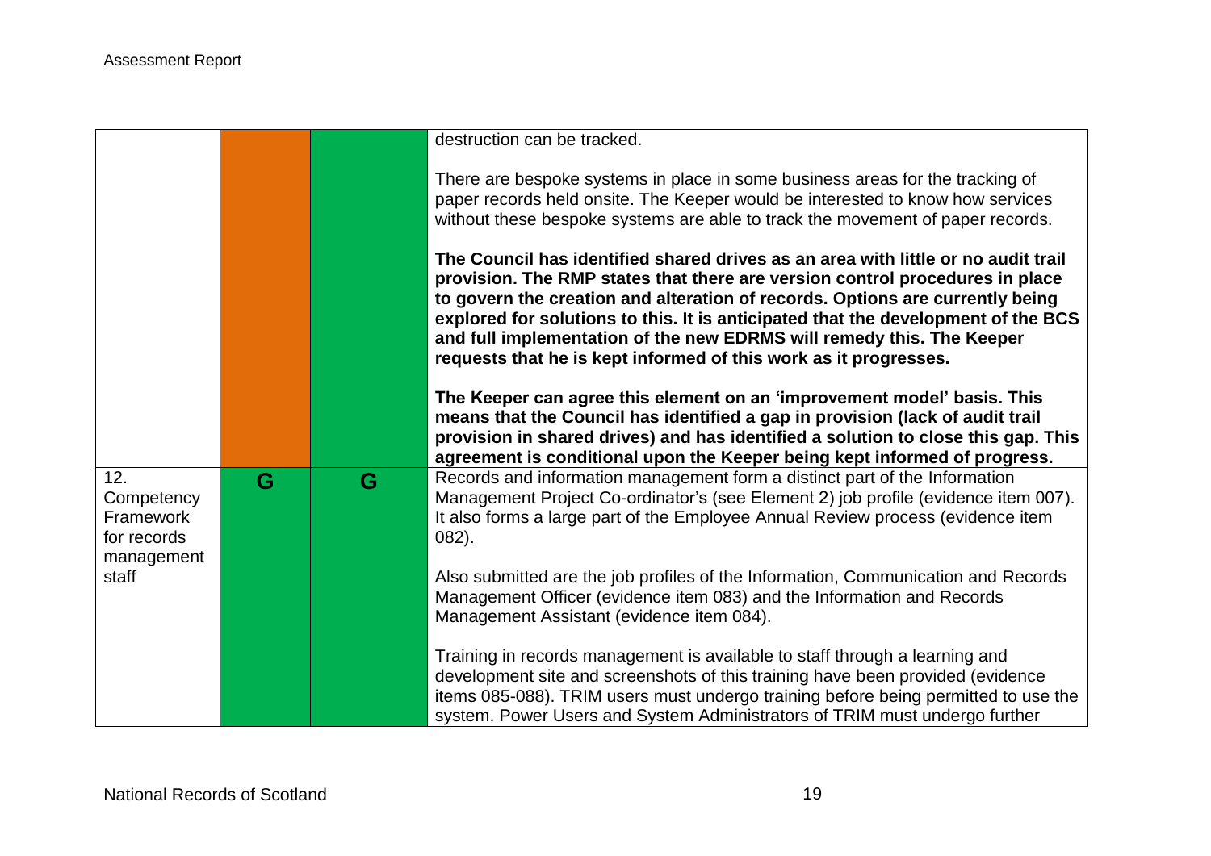| | | | |
|---|---|---|---|
| | | | destruction can be tracked.<br><br>There are bespoke systems in place in some business areas for the tracking of paper records held onsite. The Keeper would be interested to know how services without these bespoke systems are able to track the movement of paper records.<br><br>**The Council has identified shared drives as an area with little or no audit trail provision. The RMP states that there are version control procedures in place to govern the creation and alteration of records. Options are currently being explored for solutions to this. It is anticipated that the development of the BCS and full implementation of the new EDRMS will remedy this. The Keeper requests that he is kept informed of this work as it progresses.**<br><br>**The Keeper can agree this element on an 'improvement model' basis. This means that the Council has identified a gap in provision (lack of audit trail provision in shared drives) and has identified a solution to close this gap. This agreement is conditional upon the Keeper being kept informed of progress.** |
| 12. Competency Framework for records management staff | G | G | Records and information management form a distinct part of the Information Management Project Co-ordinator's (see Element 2) job profile (evidence item 007). It also forms a large part of the Employee Annual Review process (evidence item 082).<br><br>Also submitted are the job profiles of the Information, Communication and Records Management Officer (evidence item 083) and the Information and Records Management Assistant (evidence item 084).<br><br>Training in records management is available to staff through a learning and development site and screenshots of this training have been provided (evidence items 085-088). TRIM users must undergo training before being permitted to use the system. Power Users and System Administrators of TRIM must undergo further |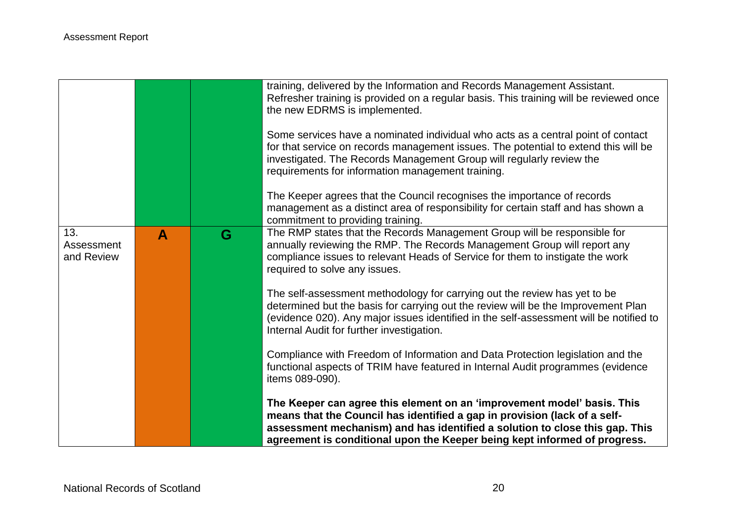| | | | |
|---|---|---|---|
| | | | training, delivered by the Information and Records Management Assistant. Refresher training is provided on a regular basis. This training will be reviewed once the new EDRMS is implemented.<br><br>Some services have a nominated individual who acts as a central point of contact for that service on records management issues. The potential to extend this will be investigated. The Records Management Group will regularly review the requirements for information management training.<br><br>The Keeper agrees that the Council recognises the importance of records management as a distinct area of responsibility for certain staff and has shown a commitment to providing training. |
| 13. Assessment and Review | A | G | The RMP states that the Records Management Group will be responsible for annually reviewing the RMP. The Records Management Group will report any compliance issues to relevant Heads of Service for them to instigate the work required to solve any issues.<br><br>The self-assessment methodology for carrying out the review has yet to be determined but the basis for carrying out the review will be the Improvement Plan (evidence 020). Any major issues identified in the self-assessment will be notified to Internal Audit for further investigation.<br><br>Compliance with Freedom of Information and Data Protection legislation and the functional aspects of TRIM have featured in Internal Audit programmes (evidence items 089-090).<br><br>**The Keeper can agree this element on an 'improvement model' basis. This means that the Council has identified a gap in provision (lack of a self-assessment mechanism) and has identified a solution to close this gap. This agreement is conditional upon the Keeper being kept informed of progress.** |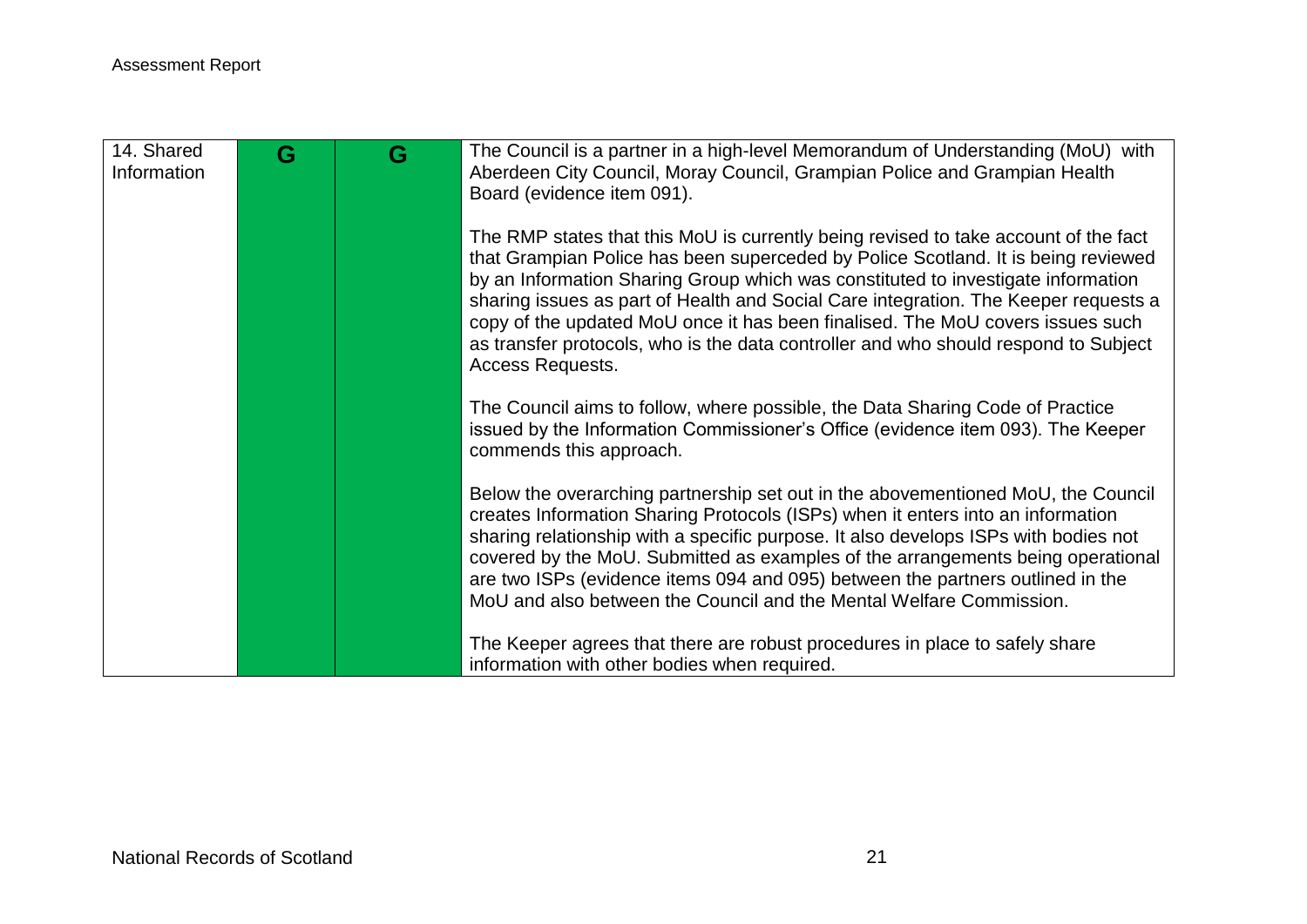| 14. Shared Information | G | G | The Council is a partner in a high-level Memorandum of Understanding (MoU) with Aberdeen City Council, Moray Council, Grampian Police and Grampian Health Board (evidence item 091).<br><br>The RMP states that this MoU is currently being revised to take account of the fact that Grampian Police has been superceded by Police Scotland. It is being reviewed by an Information Sharing Group which was constituted to investigate information sharing issues as part of Health and Social Care integration. The Keeper requests a copy of the updated MoU once it has been finalised. The MoU covers issues such as transfer protocols, who is the data controller and who should respond to Subject Access Requests.<br><br>The Council aims to follow, where possible, the Data Sharing Code of Practice issued by the Information Commissioner's Office (evidence item 093). The Keeper commends this approach.<br><br>Below the overarching partnership set out in the abovementioned MoU, the Council creates Information Sharing Protocols (ISPs) when it enters into an information sharing relationship with a specific purpose. It also develops ISPs with bodies not covered by the MoU. Submitted as examples of the arrangements being operational are two ISPs (evidence items 094 and 095) between the partners outlined in the MoU and also between the Council and the Mental Welfare Commission.<br><br>The Keeper agrees that there are robust procedures in place to safely share information with other bodies when required. |
|---|---|---|---|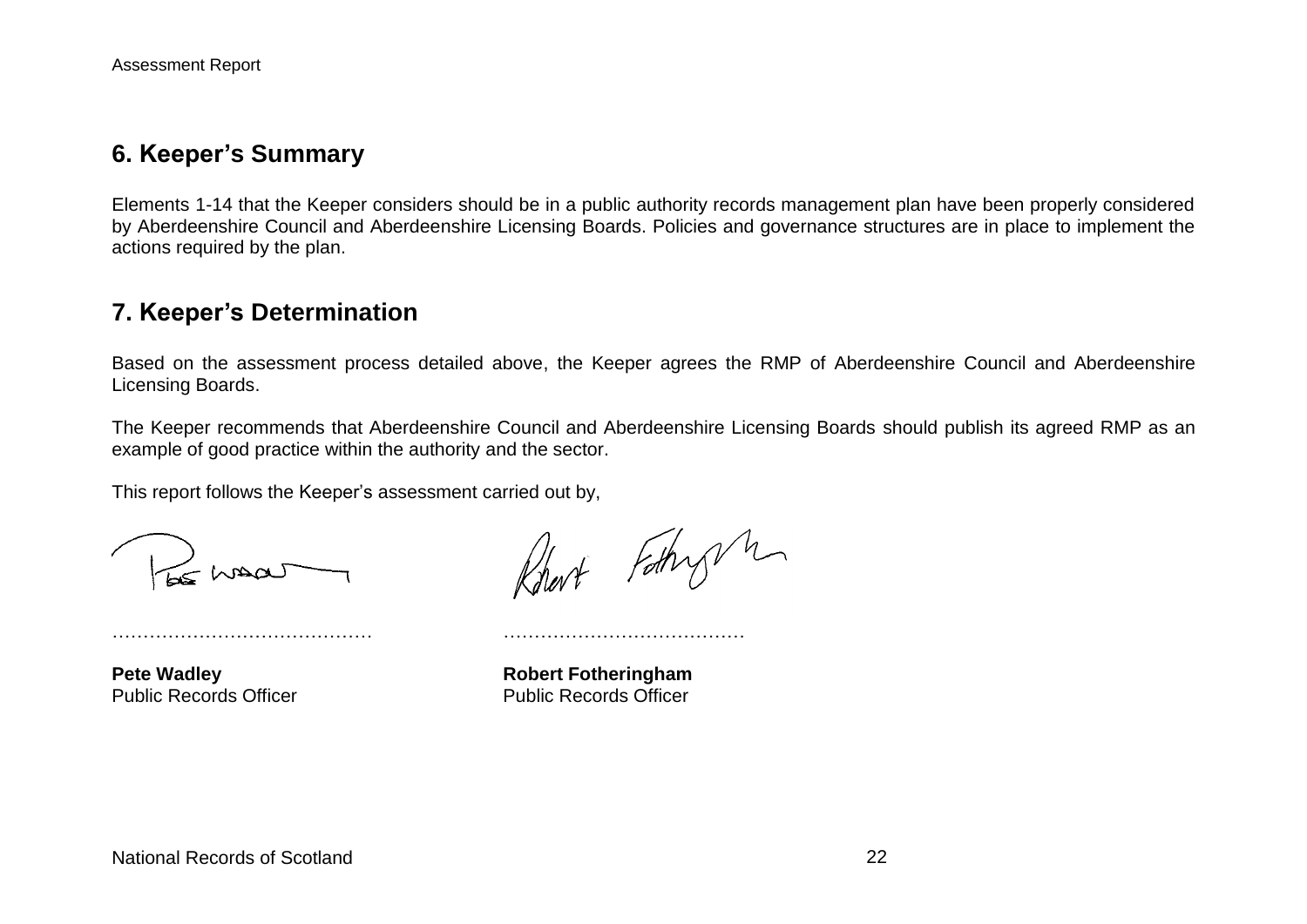## 6. Keeper's Summary

Elements 1-14 that the Keeper considers should be in a public authority records management plan have been properly considered by Aberdeenshire Council and Aberdeenshire Licensing Boards. Policies and governance structures are in place to implement the actions required by the plan.

## 7. Keeper's Determination

Based on the assessment process detailed above, the Keeper agrees the RMP of Aberdeenshire Council and Aberdeenshire Licensing Boards.

The Keeper recommends that Aberdeenshire Council and Aberdeenshire Licensing Boards should publish its agreed RMP as an example of good practice within the authority and the sector.

This report follows the Keeper's assessment carried out by,

……………………………………  …………………………………

**Pete Wadley**
Public Records Officer

**Robert Fotheringham**
Public Records Officer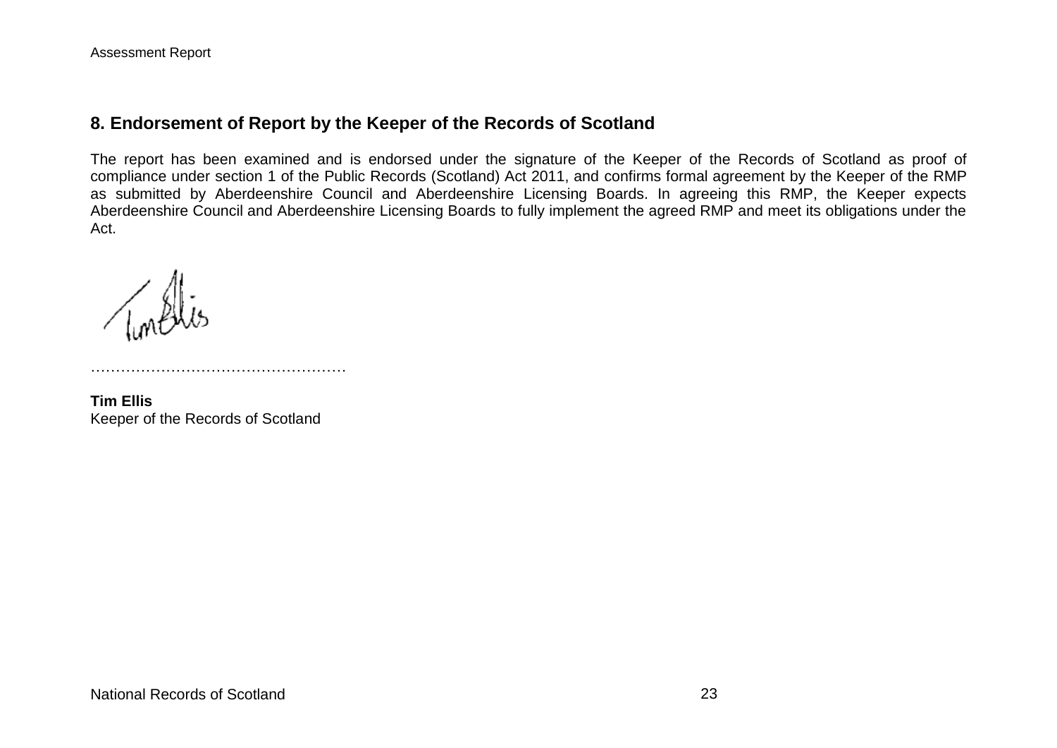## 8. Endorsement of Report by the Keeper of the Records of Scotland

The report has been examined and is endorsed under the signature of the Keeper of the Records of Scotland as proof of compliance under section 1 of the Public Records (Scotland) Act 2011, and confirms formal agreement by the Keeper of the RMP as submitted by Aberdeenshire Council and Aberdeenshire Licensing Boards. In agreeing this RMP, the Keeper expects Aberdeenshire Council and Aberdeenshire Licensing Boards to fully implement the agreed RMP and meet its obligations under the Act.

……………………………………………

**Tim Ellis**
Keeper of the Records of Scotland